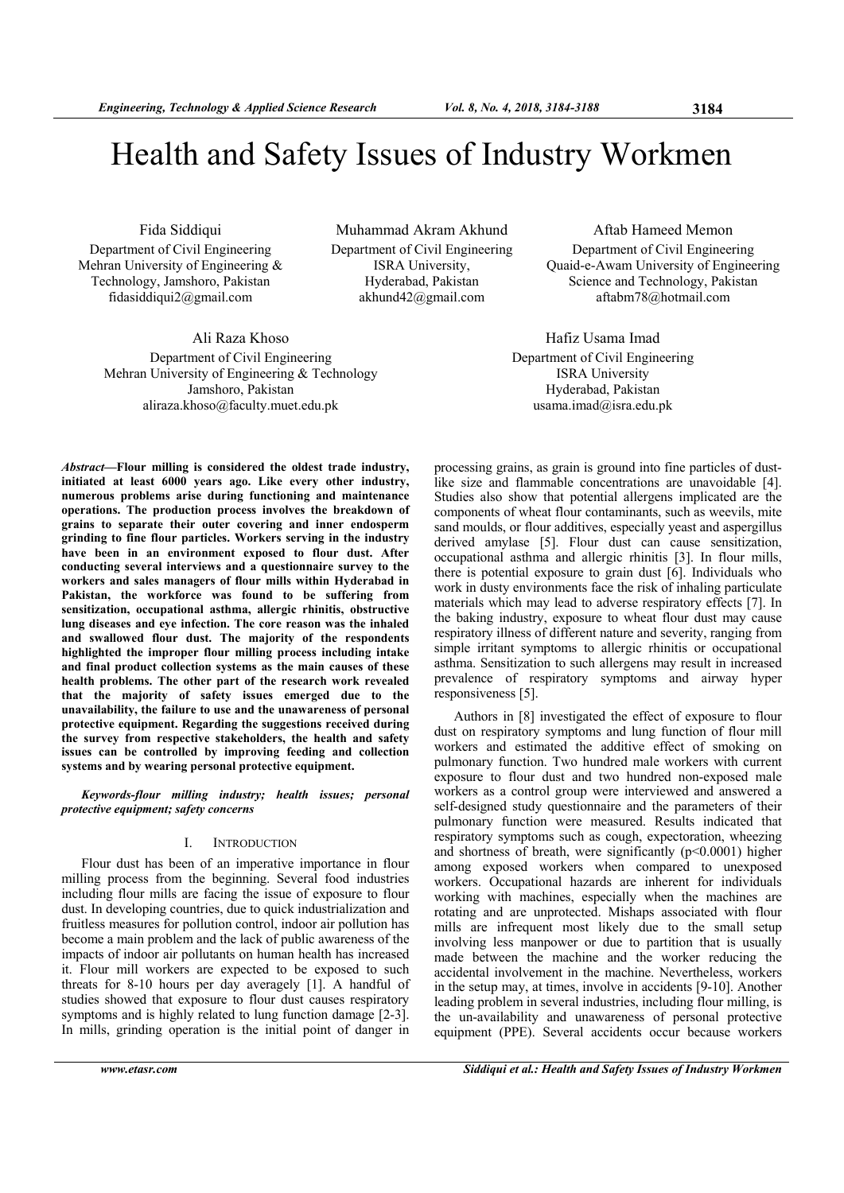# Health and Safety Issues of Industry Workmen

Fida Siddiqui
Department of Civil Engineering
Mehran University of Engineering & Technology, Jamshoro, Pakistan
fidasiddiqui2@gmail.com

Muhammad Akram Akhund
Department of Civil Engineering
ISRA University,
Hyderabad, Pakistan
akhund42@gmail.com

Aftab Hameed Memon
Department of Civil Engineering
Quaid-e-Awam University of Engineering Science and Technology, Pakistan
aftabm78@hotmail.com

Ali Raza Khoso
Department of Civil Engineering
Mehran University of Engineering & Technology
Jamshoro, Pakistan
aliraza.khoso@faculty.muet.edu.pk

Hafiz Usama Imad
Department of Civil Engineering
ISRA University
Hyderabad, Pakistan
usama.imad@isra.edu.pk

***Abstract*—Flour milling is considered the oldest trade industry, initiated at least 6000 years ago. Like every other industry, numerous problems arise during functioning and maintenance operations. The production process involves the breakdown of grains to separate their outer covering and inner endosperm grinding to fine flour particles. Workers serving in the industry have been in an environment exposed to flour dust. After conducting several interviews and a questionnaire survey to the workers and sales managers of flour mills within Hyderabad in Pakistan, the workforce was found to be suffering from sensitization, occupational asthma, allergic rhinitis, obstructive lung diseases and eye infection. The core reason was the inhaled and swallowed flour dust. The majority of the respondents highlighted the improper flour milling process including intake and final product collection systems as the main causes of these health problems. The other part of the research work revealed that the majority of safety issues emerged due to the unavailability, the failure to use and the unawareness of personal protective equipment. Regarding the suggestions received during the survey from respective stakeholders, the health and safety issues can be controlled by improving feeding and collection systems and by wearing personal protective equipment.**

***Keywords-flour milling industry; health issues; personal protective equipment; safety concerns***

## I. Introduction

Flour dust has been of an imperative importance in flour milling process from the beginning. Several food industries including flour mills are facing the issue of exposure to flour dust. In developing countries, due to quick industrialization and fruitless measures for pollution control, indoor air pollution has become a main problem and the lack of public awareness of the impacts of indoor air pollutants on human health has increased it. Flour mill workers are expected to be exposed to such threats for 8-10 hours per day averagely [1]. A handful of studies showed that exposure to flour dust causes respiratory symptoms and is highly related to lung function damage [2-3]. In mills, grinding operation is the initial point of danger in processing grains, as grain is ground into fine particles of dust-like size and flammable concentrations are unavoidable [4]. Studies also show that potential allergens implicated are the components of wheat flour contaminants, such as weevils, mite sand moulds, or flour additives, especially yeast and aspergillus derived amylase [5]. Flour dust can cause sensitization, occupational asthma and allergic rhinitis [3]. In flour mills, there is potential exposure to grain dust [6]. Individuals who work in dusty environments face the risk of inhaling particulate materials which may lead to adverse respiratory effects [7]. In the baking industry, exposure to wheat flour dust may cause respiratory illness of different nature and severity, ranging from simple irritant symptoms to allergic rhinitis or occupational asthma. Sensitization to such allergens may result in increased prevalence of respiratory symptoms and airway hyper responsiveness [5].

Authors in [8] investigated the effect of exposure to flour dust on respiratory symptoms and lung function of flour mill workers and estimated the additive effect of smoking on pulmonary function. Two hundred male workers with current exposure to flour dust and two hundred non-exposed male workers as a control group were interviewed and answered a self-designed study questionnaire and the parameters of their pulmonary function were measured. Results indicated that respiratory symptoms such as cough, expectoration, wheezing and shortness of breath, were significantly ($p<0.0001$) higher among exposed workers when compared to unexposed workers. Occupational hazards are inherent for individuals working with machines, especially when the machines are rotating and are unprotected. Mishaps associated with flour mills are infrequent most likely due to the small setup involving less manpower or due to partition that is usually made between the machine and the worker reducing the accidental involvement in the machine. Nevertheless, workers in the setup may, at times, involve in accidents [9-10]. Another leading problem in several industries, including flour milling, is the un-availability and unawareness of personal protective equipment (PPE). Several accidents occur because workers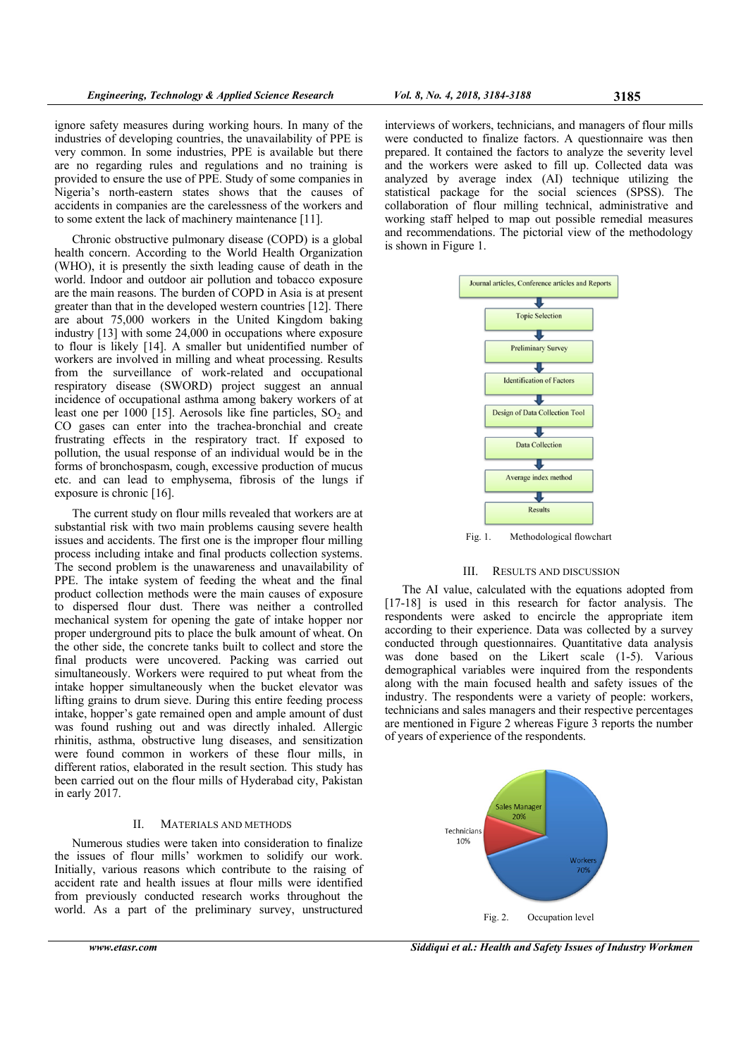ignore safety measures during working hours. In many of the industries of developing countries, the unavailability of PPE is very common. In some industries, PPE is available but there are no regarding rules and regulations and no training is provided to ensure the use of PPE. Study of some companies in Nigeria's north-eastern states shows that the causes of accidents in companies are the carelessness of the workers and to some extent the lack of machinery maintenance [11].

Chronic obstructive pulmonary disease (COPD) is a global health concern. According to the World Health Organization (WHO), it is presently the sixth leading cause of death in the world. Indoor and outdoor air pollution and tobacco exposure are the main reasons. The burden of COPD in Asia is at present greater than that in the developed western countries [12]. There are about 75,000 workers in the United Kingdom baking industry [13] with some 24,000 in occupations where exposure to flour is likely [14]. A smaller but unidentified number of workers are involved in milling and wheat processing. Results from the surveillance of work-related and occupational respiratory disease (SWORD) project suggest an annual incidence of occupational asthma among bakery workers of at least one per 1000 [15]. Aerosols like fine particles, $SO_2$ and CO gases can enter into the trachea-bronchial and create frustrating effects in the respiratory tract. If exposed to pollution, the usual response of an individual would be in the forms of bronchospasm, cough, excessive production of mucus etc. and can lead to emphysema, fibrosis of the lungs if exposure is chronic [16].

The current study on flour mills revealed that workers are at substantial risk with two main problems causing severe health issues and accidents. The first one is the improper flour milling process including intake and final products collection systems. The second problem is the unawareness and unavailability of PPE. The intake system of feeding the wheat and the final product collection methods were the main causes of exposure to dispersed flour dust. There was neither a controlled mechanical system for opening the gate of intake hopper nor proper underground pits to place the bulk amount of wheat. On the other side, the concrete tanks built to collect and store the final products were uncovered. Packing was carried out simultaneously. Workers were required to put wheat from the intake hopper simultaneously when the bucket elevator was lifting grains to drum sieve. During this entire feeding process intake, hopper's gate remained open and ample amount of dust was found rushing out and was directly inhaled. Allergic rhinitis, asthma, obstructive lung diseases, and sensitization were found common in workers of these flour mills, in different ratios, elaborated in the result section. This study has been carried out on the flour mills of Hyderabad city, Pakistan in early 2017.

## II. Materials and Methods

Numerous studies were taken into consideration to finalize the issues of flour mills' workmen to solidify our work. Initially, various reasons which contribute to the raising of accident rate and health issues at flour mills were identified from previously conducted research works throughout the world. As a part of the preliminary survey, unstructured interviews of workers, technicians, and managers of flour mills were conducted to finalize factors. A questionnaire was then prepared. It contained the factors to analyze the severity level and the workers were asked to fill up. Collected data was analyzed by average index (AI) technique utilizing the statistical package for the social sciences (SPSS). The collaboration of flour milling technical, administrative and working staff helped to map out possible remedial measures and recommendations. The pictorial view of the methodology is shown in Figure 1.

Journal articles, Conference articles and Reports → Topic Selection → Preliminary Survey → Identification of Factors → Design of Data Collection Tool → Data Collection → Average index method → Results

Fig. 1. Methodological flowchart

## III. Results and Discussion

The AI value, calculated with the equations adopted from [17-18] is used in this research for factor analysis. The respondents were asked to encircle the appropriate item according to their experience. Data was collected by a survey conducted through questionnaires. Quantitative data analysis was done based on the Likert scale (1-5). Various demographical variables were inquired from the respondents along with the main focused health and safety issues of the industry. The respondents were a variety of people: workers, technicians and sales managers and their respective percentages are mentioned in Figure 2 whereas Figure 3 reports the number of years of experience of the respondents.

Sales Manager 20%; Technicians 10%; Workers 70%

Fig. 2. Occupation level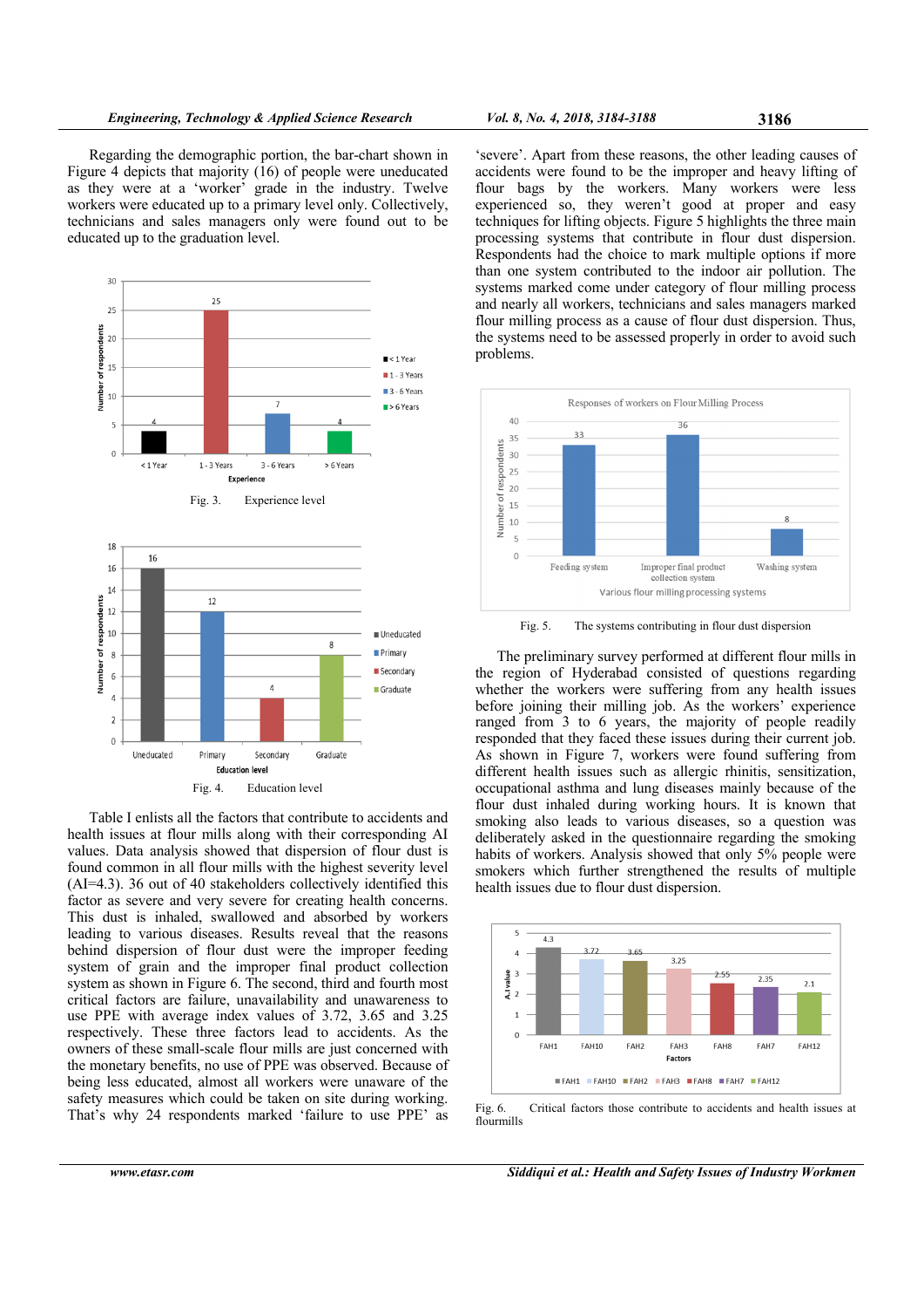Regarding the demographic portion, the bar-chart shown in Figure 4 depicts that majority (16) of people were uneducated as they were at a 'worker' grade in the industry. Twelve workers were educated up to a primary level only. Collectively, technicians and sales managers only were found out to be educated up to the graduation level.

Fig. 3. Experience level

Fig. 4. Education level

Table I enlists all the factors that contribute to accidents and health issues at flour mills along with their corresponding AI values. Data analysis showed that dispersion of flour dust is found common in all flour mills with the highest severity level (AI=4.3). 36 out of 40 stakeholders collectively identified this factor as severe and very severe for creating health concerns. This dust is inhaled, swallowed and absorbed by workers leading to various diseases. Results reveal that the reasons behind dispersion of flour dust were the improper feeding system of grain and the improper final product collection system as shown in Figure 6. The second, third and fourth most critical factors are failure, unavailability and unawareness to use PPE with average index values of 3.72, 3.65 and 3.25 respectively. These three factors lead to accidents. As the owners of these small-scale flour mills are just concerned with the monetary benefits, no use of PPE was observed. Because of being less educated, almost all workers were unaware of the safety measures which could be taken on site during working. That's why 24 respondents marked 'failure to use PPE' as 'severe'. Apart from these reasons, the other leading causes of accidents were found to be the improper and heavy lifting of flour bags by the workers. Many workers were less experienced so, they weren't good at proper and easy techniques for lifting objects. Figure 5 highlights the three main processing systems that contribute in flour dust dispersion. Respondents had the choice to mark multiple options if more than one system contributed to the indoor air pollution. The systems marked come under category of flour milling process and nearly all workers, technicians and sales managers marked flour milling process as a cause of flour dust dispersion. Thus, the systems need to be assessed properly in order to avoid such problems.

Fig. 5. The systems contributing in flour dust dispersion

The preliminary survey performed at different flour mills in the region of Hyderabad consisted of questions regarding whether the workers were suffering from any health issues before joining their milling job. As the workers' experience ranged from 3 to 6 years, the majority of people readily responded that they faced these issues during their current job. As shown in Figure 7, workers were found suffering from different health issues such as allergic rhinitis, sensitization, occupational asthma and lung diseases mainly because of the flour dust inhaled during working hours. It is known that smoking also leads to various diseases, so a question was deliberately asked in the questionnaire regarding the smoking habits of workers. Analysis showed that only 5% people were smokers which further strengthened the results of multiple health issues due to flour dust dispersion.

Fig. 6. Critical factors those contribute to accidents and health issues at flourmills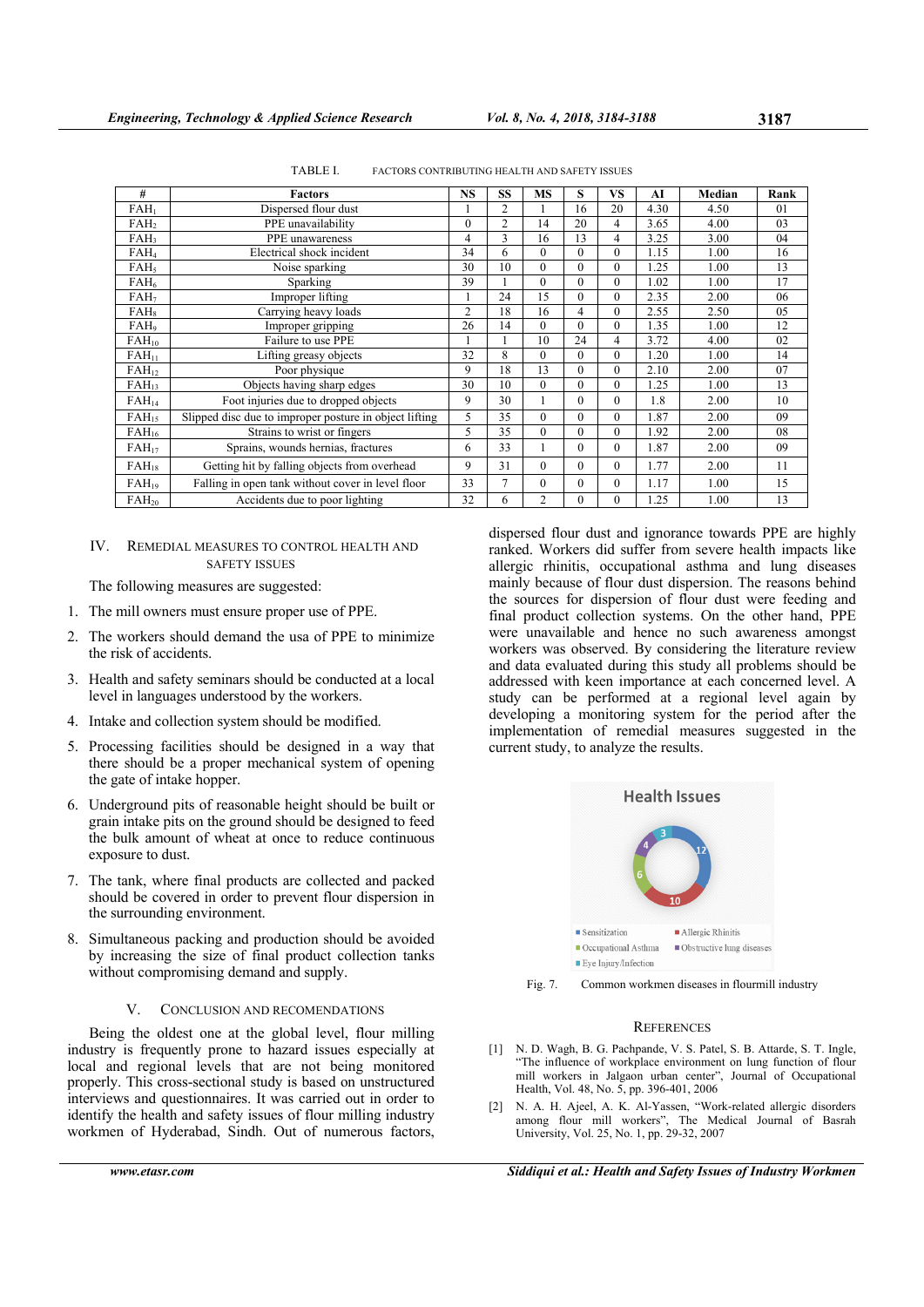TABLE I. FACTORS CONTRIBUTING HEALTH AND SAFETY ISSUES

| # | Factors | NS | SS | MS | S | VS | AI | Median | Rank |
|---|---|---|---|---|---|---|---|---|---|
| $FAH_1$ | Dispersed flour dust | 1 | 2 | 1 | 16 | 20 | 4.30 | 4.50 | 01 |
| $FAH_2$ | PPE unavailability | 0 | 2 | 14 | 20 | 4 | 3.65 | 4.00 | 03 |
| $FAH_3$ | PPE unawareness | 4 | 3 | 16 | 13 | 4 | 3.25 | 3.00 | 04 |
| $FAH_4$ | Electrical shock incident | 34 | 6 | 0 | 0 | 0 | 1.15 | 1.00 | 16 |
| $FAH_5$ | Noise sparking | 30 | 10 | 0 | 0 | 0 | 1.25 | 1.00 | 13 |
| $FAH_6$ | Sparking | 39 | 1 | 0 | 0 | 0 | 1.02 | 1.00 | 17 |
| $FAH_7$ | Improper lifting | 1 | 24 | 15 | 0 | 0 | 2.35 | 2.00 | 06 |
| $FAH_8$ | Carrying heavy loads | 2 | 18 | 16 | 4 | 0 | 2.55 | 2.50 | 05 |
| $FAH_9$ | Improper gripping | 26 | 14 | 0 | 0 | 0 | 1.35 | 1.00 | 12 |
| $FAH_{10}$ | Failure to use PPE | 1 | 1 | 10 | 24 | 4 | 3.72 | 4.00 | 02 |
| $FAH_{11}$ | Lifting greasy objects | 32 | 8 | 0 | 0 | 0 | 1.20 | 1.00 | 14 |
| $FAH_{12}$ | Poor physique | 9 | 18 | 13 | 0 | 0 | 2.10 | 2.00 | 07 |
| $FAH_{13}$ | Objects having sharp edges | 30 | 10 | 0 | 0 | 0 | 1.25 | 1.00 | 13 |
| $FAH_{14}$ | Foot injuries due to dropped objects | 9 | 30 | 1 | 0 | 0 | 1.8 | 2.00 | 10 |
| $FAH_{15}$ | Slipped disc due to improper posture in object lifting | 5 | 35 | 0 | 0 | 0 | 1.87 | 2.00 | 09 |
| $FAH_{16}$ | Strains to wrist or fingers | 5 | 35 | 0 | 0 | 0 | 1.92 | 2.00 | 08 |
| $FAH_{17}$ | Sprains, wounds hernias, fractures | 6 | 33 | 1 | 0 | 0 | 1.87 | 2.00 | 09 |
| $FAH_{18}$ | Getting hit by falling objects from overhead | 9 | 31 | 0 | 0 | 0 | 1.77 | 2.00 | 11 |
| $FAH_{19}$ | Falling in open tank without cover in level floor | 33 | 7 | 0 | 0 | 0 | 1.17 | 1.00 | 15 |
| $FAH_{20}$ | Accidents due to poor lighting | 32 | 6 | 2 | 0 | 0 | 1.25 | 1.00 | 13 |

## IV. Remedial Measures to Control Health and Safety Issues

The following measures are suggested:

1. The mill owners must ensure proper use of PPE.
2. The workers should demand the usa of PPE to minimize the risk of accidents.
3. Health and safety seminars should be conducted at a local level in languages understood by the workers.
4. Intake and collection system should be modified.
5. Processing facilities should be designed in a way that there should be a proper mechanical system of opening the gate of intake hopper.
6. Underground pits of reasonable height should be built or grain intake pits on the ground should be designed to feed the bulk amount of wheat at once to reduce continuous exposure to dust.
7. The tank, where final products are collected and packed should be covered in order to prevent flour dispersion in the surrounding environment.
8. Simultaneous packing and production should be avoided by increasing the size of final product collection tanks without compromising demand and supply.

## V. Conclusion and Recomendations

Being the oldest one at the global level, flour milling industry is frequently prone to hazard issues especially at local and regional levels that are not being monitored properly. This cross-sectional study is based on unstructured interviews and questionnaires. It was carried out in order to identify the health and safety issues of flour milling industry workmen of Hyderabad, Sindh. Out of numerous factors, dispersed flour dust and ignorance towards PPE are highly ranked. Workers did suffer from severe health impacts like allergic rhinitis, occupational asthma and lung diseases mainly because of flour dust dispersion. The reasons behind the sources for dispersion of flour dust were feeding and final product collection systems. On the other hand, PPE were unavailable and hence no such awareness amongst workers was observed. By considering the literature review and data evaluated during this study all problems should be addressed with keen importance at each concerned level. A study can be performed at a regional level again by developing a monitoring system for the period after the implementation of remedial measures suggested in the current study, to analyze the results.

Health Issues

Sensitization: 12; Allergic Rhinitis: 10; Occupational Asthma: 6; Obstructive lung diseases: 4; Eye Injury/Infection: 3

Fig. 7. Common workmen diseases in flourmill industry

## References

[1] N. D. Wagh, B. G. Pachpande, V. S. Patel, S. B. Attarde, S. T. Ingle, "The influence of workplace environment on lung function of flour mill workers in Jalgaon urban center", Journal of Occupational Health, Vol. 48, No. 5, pp. 396-401, 2006

[2] N. A. H. Ajeel, A. K. Al-Yassen, "Work-related allergic disorders among flour mill workers", The Medical Journal of Basrah University, Vol. 25, No. 1, pp. 29-32, 2007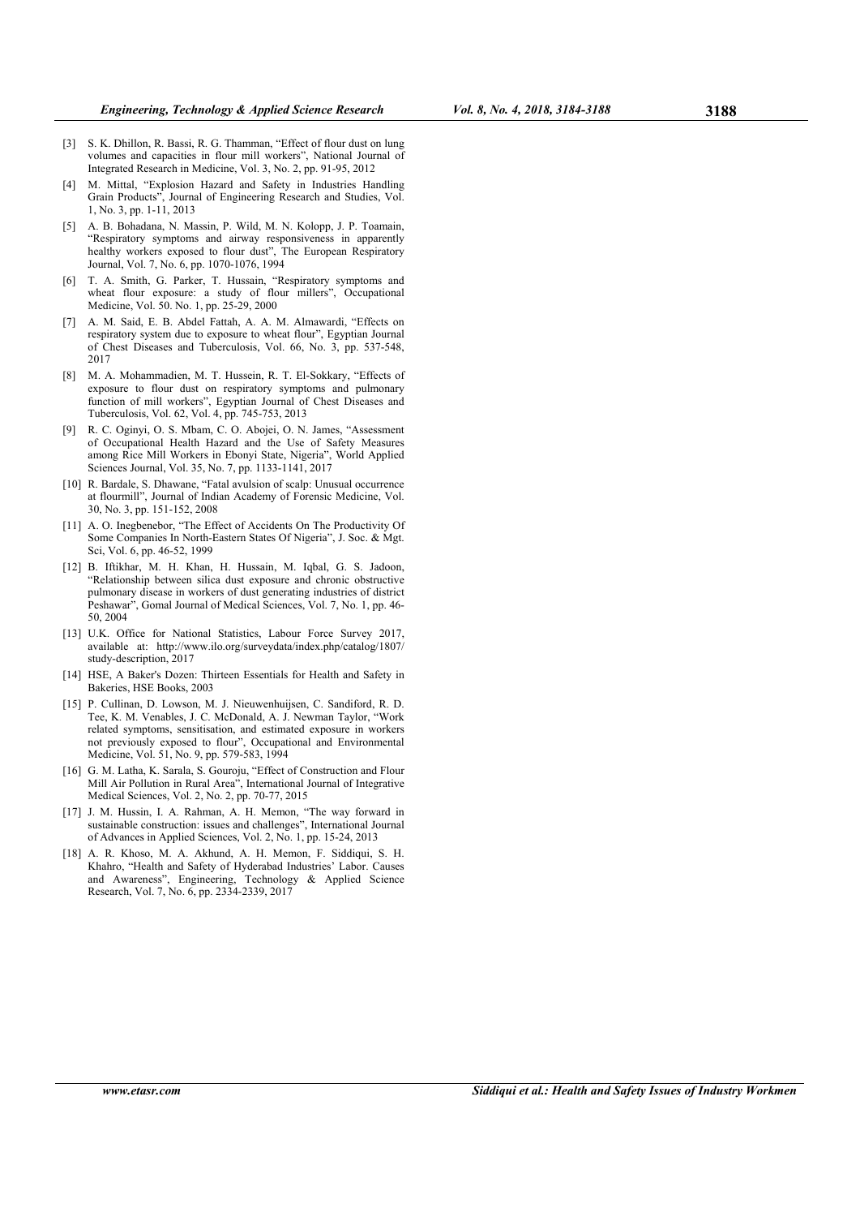[3] S. K. Dhillon, R. Bassi, R. G. Thamman, "Effect of flour dust on lung volumes and capacities in flour mill workers", National Journal of Integrated Research in Medicine, Vol. 3, No. 2, pp. 91-95, 2012

[4] M. Mittal, "Explosion Hazard and Safety in Industries Handling Grain Products", Journal of Engineering Research and Studies, Vol. 1, No. 3, pp. 1-11, 2013

[5] A. B. Bohadana, N. Massin, P. Wild, M. N. Kolopp, J. P. Toamain, "Respiratory symptoms and airway responsiveness in apparently healthy workers exposed to flour dust", The European Respiratory Journal, Vol. 7, No. 6, pp. 1070-1076, 1994

[6] T. A. Smith, G. Parker, T. Hussain, "Respiratory symptoms and wheat flour exposure: a study of flour millers", Occupational Medicine, Vol. 50. No. 1, pp. 25-29, 2000

[7] A. M. Said, E. B. Abdel Fattah, A. A. M. Almawardi, "Effects on respiratory system due to exposure to wheat flour", Egyptian Journal of Chest Diseases and Tuberculosis, Vol. 66, No. 3, pp. 537-548, 2017

[8] M. A. Mohammadien, M. T. Hussein, R. T. El-Sokkary, "Effects of exposure to flour dust on respiratory symptoms and pulmonary function of mill workers", Egyptian Journal of Chest Diseases and Tuberculosis, Vol. 62, Vol. 4, pp. 745-753, 2013

[9] R. C. Oginyi, O. S. Mbam, C. O. Abojei, O. N. James, "Assessment of Occupational Health Hazard and the Use of Safety Measures among Rice Mill Workers in Ebonyi State, Nigeria", World Applied Sciences Journal, Vol. 35, No. 7, pp. 1133-1141, 2017

[10] R. Bardale, S. Dhawane, "Fatal avulsion of scalp: Unusual occurrence at flourmill", Journal of Indian Academy of Forensic Medicine, Vol. 30, No. 3, pp. 151-152, 2008

[11] A. O. Inegbenebor, "The Effect of Accidents On The Productivity Of Some Companies In North-Eastern States Of Nigeria", J. Soc. & Mgt. Sci, Vol. 6, pp. 46-52, 1999

[12] B. Iftikhar, M. H. Khan, H. Hussain, M. Iqbal, G. S. Jadoon, "Relationship between silica dust exposure and chronic obstructive pulmonary disease in workers of dust generating industries of district Peshawar", Gomal Journal of Medical Sciences, Vol. 7, No. 1, pp. 46-50, 2004

[13] U.K. Office for National Statistics, Labour Force Survey 2017, available at: http://www.ilo.org/surveydata/index.php/catalog/1807/study-description, 2017

[14] HSE, A Baker's Dozen: Thirteen Essentials for Health and Safety in Bakeries, HSE Books, 2003

[15] P. Cullinan, D. Lowson, M. J. Nieuwenhuijsen, C. Sandiford, R. D. Tee, K. M. Venables, J. C. McDonald, A. J. Newman Taylor, "Work related symptoms, sensitisation, and estimated exposure in workers not previously exposed to flour", Occupational and Environmental Medicine, Vol. 51, No. 9, pp. 579-583, 1994

[16] G. M. Latha, K. Sarala, S. Gouroju, "Effect of Construction and Flour Mill Air Pollution in Rural Area", International Journal of Integrative Medical Sciences, Vol. 2, No. 2, pp. 70-77, 2015

[17] J. M. Hussin, I. A. Rahman, A. H. Memon, "The way forward in sustainable construction: issues and challenges", International Journal of Advances in Applied Sciences, Vol. 2, No. 1, pp. 15-24, 2013

[18] A. R. Khoso, M. A. Akhund, A. H. Memon, F. Siddiqui, S. H. Khahro, "Health and Safety of Hyderabad Industries' Labor. Causes and Awareness", Engineering, Technology & Applied Science Research, Vol. 7, No. 6, pp. 2334-2339, 2017